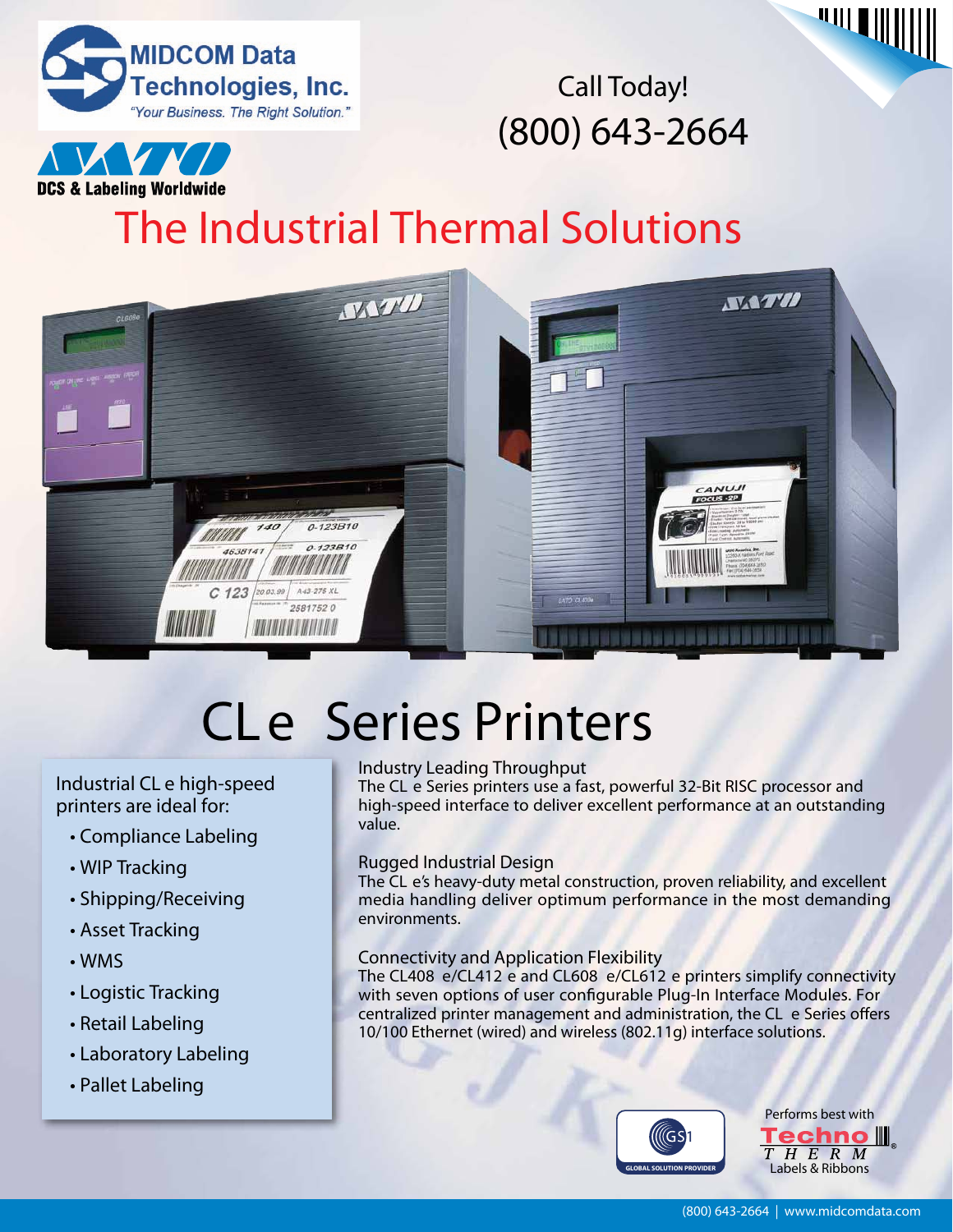MIDCOM Data Technologies, Inc.

"Your Business. The Right Solution."

SATO

DCS & Labeling Worldwide

Call Today!

(800) 643-2664

# The Industrial Thermal Solutions

# CL e Series Printers

Industrial CL e high-speed printers are ideal for:

- Compliance Labeling
- WIP Tracking
- Shipping/Receiving
- Asset Tracking
- WMS
- Logistic Tracking
- Retail Labeling
- Laboratory Labeling
- Pallet Labeling

### Industry Leading Throughput

The CL e Series printers use a fast, powerful 32-Bit RISC processor and high-speed interface to deliver excellent performance at an outstanding value.

### Rugged Industrial Design

The CL e's heavy-duty metal construction, proven reliability, and excellent media handling deliver optimum performance in the most demanding environments.

### Connectivity and Application Flexibility

The CL408 e/CL412 e and CL608 e/CL612 e printers simplify connectivity with seven options of user configurable Plug-In Interface Modules. For centralized printer management and administration, the CL e Series offers 10/100 Ethernet (wired) and wireless (802.11g) interface solutions.

GS1 GLOBAL SOLUTION PROVIDER

Performs best with Techno THERM Labels & Ribbons

(800) 643-2664 | www.midcomdata.com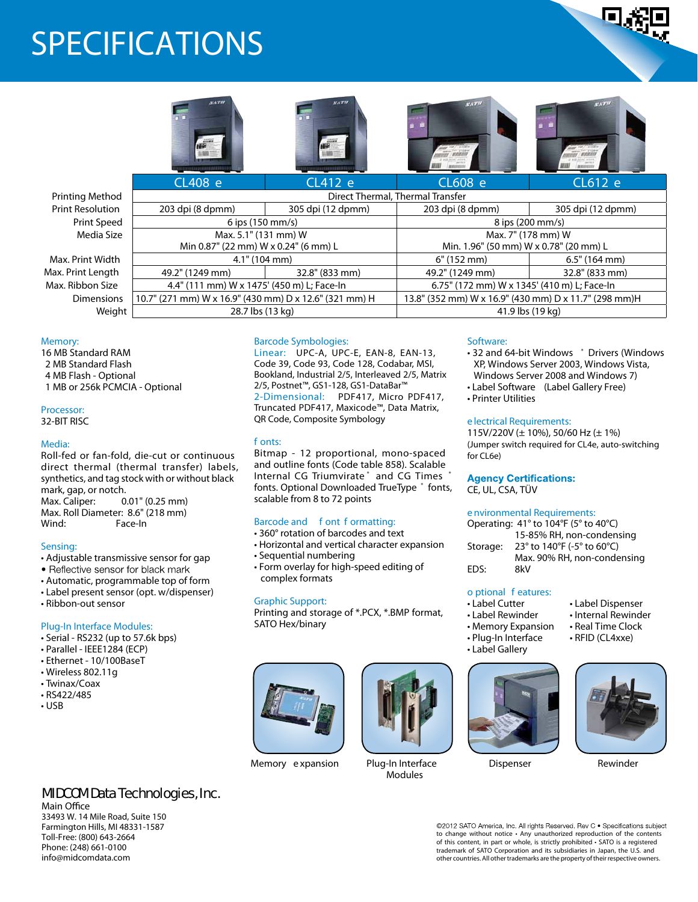# SPECIFICATIONS

| | CL408e | CL412e | CL608e | CL612e |
|---|---|---|---|---|
| Printing Method | Direct Thermal, Thermal Transfer | | | |
| Print Resolution | 203 dpi (8 dpmm) | 305 dpi (12 dpmm) | 203 dpi (8 dpmm) | 305 dpi (12 dpmm) |
| Print Speed | 6 ips (150 mm/s) | | 8 ips (200 mm/s) | |
| Media Size | Max. 5.1" (131 mm) W<br>Min 0.87" (22 mm) W x 0.24" (6 mm) L | | Max. 7" (178 mm) W<br>Min. 1.96" (50 mm) W x 0.78" (20 mm) L | |
| Max. Print Width | 4.1" (104 mm) | | 6" (152 mm) | 6.5" (164 mm) |
| Max. Print Length | 49.2" (1249 mm) | 32.8" (833 mm) | 49.2" (1249 mm) | 32.8" (833 mm) |
| Max. Ribbon Size | 4.4" (111 mm) W x 1475' (450 m) L; Face-In | | 6.75" (172 mm) W x 1345' (410 m) L; Face-In | |
| Dimensions | 10.7" (271 mm) W x 16.9" (430 mm) D x 12.6" (321 mm) H | | 13.8" (352 mm) W x 16.9" (430 mm) D x 11.7" (298 mm)H | |
| Weight | 28.7 lbs (13 kg) | | 41.9 lbs (19 kg) | |

**Memory:**
16 MB Standard RAM
2 MB Standard Flash
4 MB Flash - Optional
1 MB or 256k PCMCIA - Optional

**Processor:**
32-BIT RISC

**Media:**
Roll-fed or fan-fold, die-cut or continuous direct thermal (thermal transfer) labels, synthetics, and tag stock with or without black mark, gap, or notch.
Max. Caliper: 0.01" (0.25 mm)
Max. Roll Diameter: 8.6" (218 mm)
Wind: Face-In

**Sensing:**
- Adjustable transmissive sensor for gap
- Reflective sensor for black mark
- Automatic, programmable top of form
- Label present sensor (opt. w/dispenser)
- Ribbon-out sensor

**Plug-In Interface Modules:**
- Serial - RS232 (up to 57.6k bps)
- Parallel - IEEE1284 (ECP)
- Ethernet - 10/100BaseT
- Wireless 802.11g
- Twinax/Coax
- RS422/485
- USB

**Barcode Symbologies:**
Linear: UPC-A, UPC-E, EAN-8, EAN-13, Code 39, Code 93, Code 128, Codabar, MSI, Bookland, Industrial 2/5, Interleaved 2/5, Matrix 2/5, Postnet™, GS1-128, GS1-DataBar™
2-Dimensional: PDF417, Micro PDF417, Truncated PDF417, Maxicode™, Data Matrix, QR Code, Composite Symbology

**Fonts:**
Bitmap - 12 proportional, mono-spaced and outline fonts (Code table 858). Scalable Internal CG Triumvirate® and CG Times® fonts. Optional Downloaded TrueType® fonts, scalable from 8 to 72 points

**Barcode and Font Formatting:**
- 360° rotation of barcodes and text
- Horizontal and vertical character expansion
- Sequential numbering
- Form overlay for high-speed editing of complex formats

**Graphic Support:**
Printing and storage of *.PCX, *.BMP format, SATO Hex/binary

**Software:**
- 32 and 64-bit Windows® Drivers (Windows XP, Windows Server 2003, Windows Vista, Windows Server 2008 and Windows 7)
- Label Software (Label Gallery Free)
- Printer Utilities

**Electrical Requirements:**
115V/220V (± 10%), 50/60 Hz (± 1%)
(Jumper switch required for CL4e, auto-switching for CL6e)

**Agency Certifications:**
CE, UL, CSA, TÜV

**Environmental Requirements:**
Operating: 41° to 104°F (5° to 40°C)
15-85% RH, non-condensing
Storage: 23° to 140°F (-5° to 60°C)
Max. 90% RH, non-condensing
EDS: 8kV

**Optional Features:**
- Label Cutter
- Label Rewinder
- Memory Expansion
- Plug-In Interface
- Label Gallery
- Label Dispenser
- Internal Rewinder
- Real Time Clock
- RFID (CL4xxe)

Memory expansion

Plug-In Interface Modules

Dispenser

Rewinder

**MIDCOM Data Technologies, Inc.**
Main Office
33493 W. 14 Mile Road, Suite 150
Farmington Hills, MI 48331-1587
Toll-Free: (800) 643-2664
Phone: (248) 661-0100
info@midcomdata.com

©2012 SATO America, Inc. All rights Reserved. Rev C • Specifications subject to change without notice • Any unauthorized reproduction of the contents of this content, in part or whole, is strictly prohibited • SATO is a registered trademark of SATO Corporation and its subsidiaries in Japan, the U.S. and other countries. All other trademarks are the property of their respective owners.